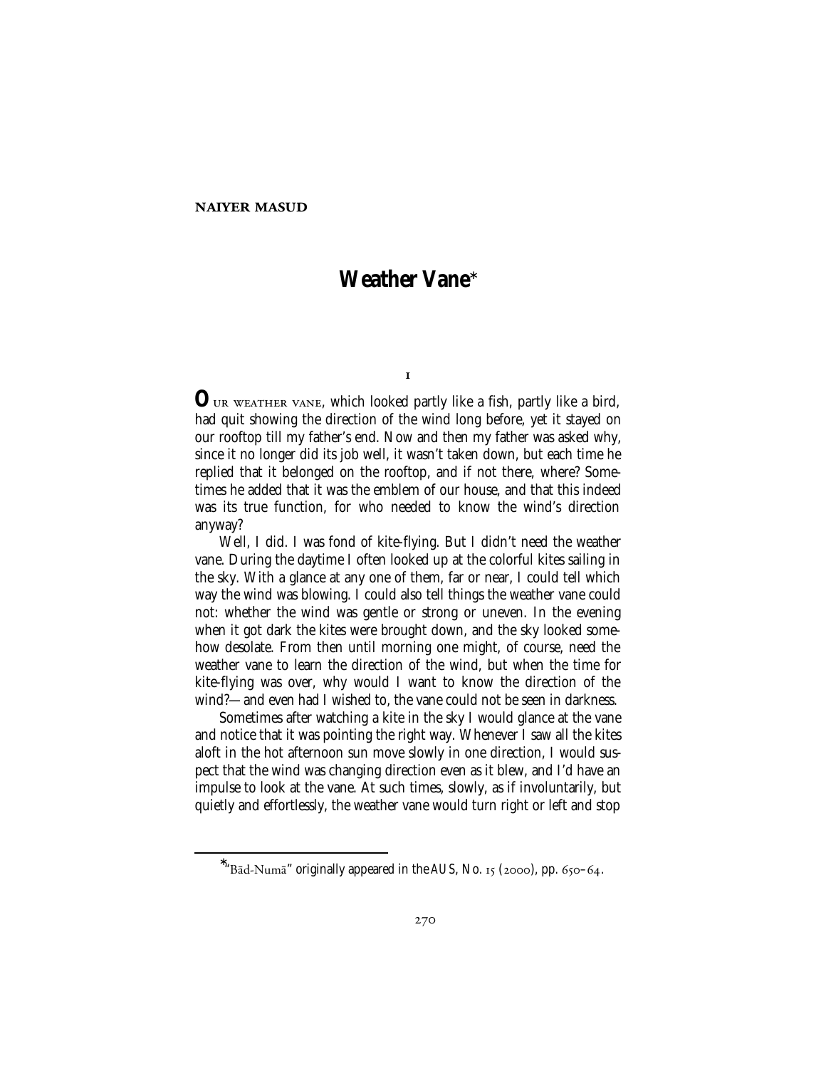**NAIYER MASUD**

# Weather Vane*

## I

OUR WEATHER VANE, which looked partly like a fish, partly like a bird, had quit showing the direction of the wind long before, yet it stayed on our rooftop till my father's end. Now and then my father was asked why, since it no longer did its job well, it wasn't taken down, but each time he replied that it belonged on the rooftop, and if not there, where? Sometimes he added that it was the emblem of our house, and that this indeed was its true function, for who needed to know the wind's direction anyway?

Well, I did. I was fond of kite-flying. But I didn't need the weather vane. During the daytime I often looked up at the colorful kites sailing in the sky. With a glance at any one of them, far or near, I could tell which way the wind was blowing. I could also tell things the weather vane could not: whether the wind was gentle or strong or uneven. In the evening when it got dark the kites were brought down, and the sky looked somehow desolate. From then until morning one might, of course, need the weather vane to learn the direction of the wind, but when the time for kite-flying was over, why would I want to know the direction of the wind?—and even had I wished to, the vane could not be seen in darkness.

Sometimes after watching a kite in the sky I would glance at the vane and notice that it was pointing the right way. Whenever I saw all the kites aloft in the hot afternoon sun move slowly in one direction, I would suspect that the wind was changing direction even as it blew, and I'd have an impulse to look at the vane. At such times, slowly, as if involuntarily, but quietly and effortlessly, the weather vane would turn right or left and stop

---

*"Bād-Numā" originally appeared in the *AUS*, No. 15 (2000), pp. 650–64.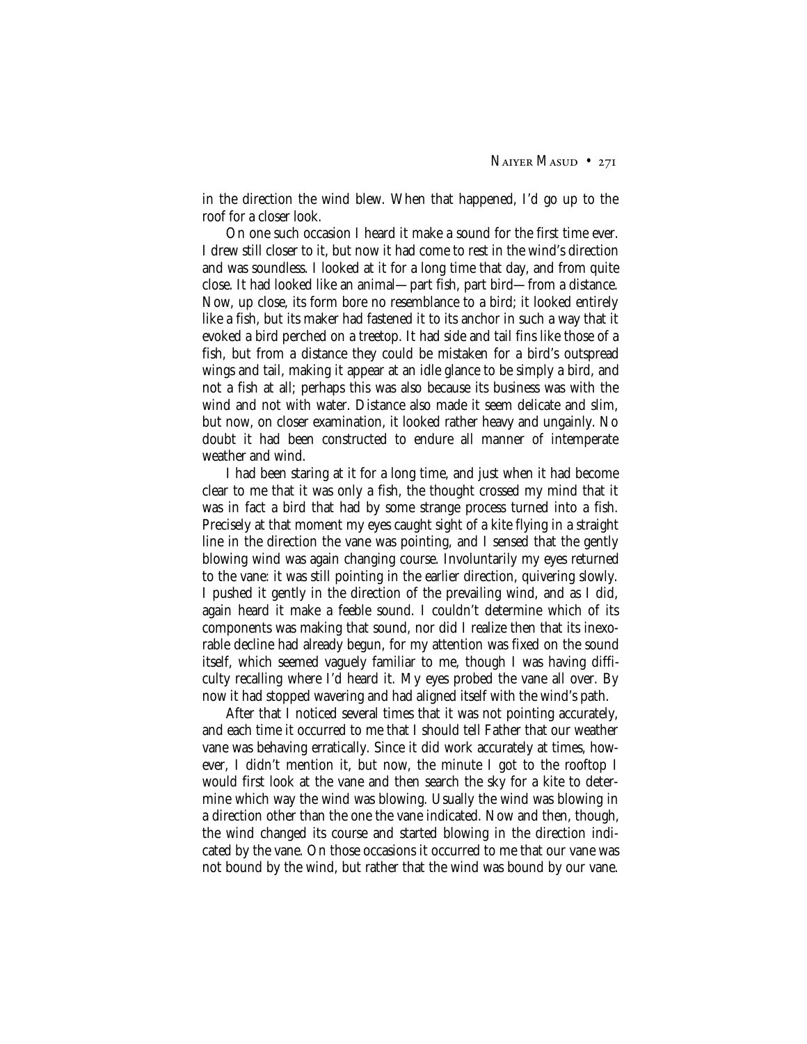in the direction the wind blew. When that happened, I'd go up to the roof for a closer look.

On one such occasion I heard it make a sound for the first time ever. I drew still closer to it, but now it had come to rest in the wind's direction and was soundless. I looked at it for a long time that day, and from quite close. It had looked like an animal—part fish, part bird—from a distance. Now, up close, its form bore no resemblance to a bird; it looked entirely like a fish, but its maker had fastened it to its anchor in such a way that it evoked a bird perched on a treetop. It had side and tail fins like those of a fish, but from a distance they could be mistaken for a bird's outspread wings and tail, making it appear at an idle glance to be simply a bird, and not a fish at all; perhaps this was also because its business was with the wind and not with water. Distance also made it seem delicate and slim, but now, on closer examination, it looked rather heavy and ungainly. No doubt it had been constructed to endure all manner of intemperate weather and wind.

I had been staring at it for a long time, and just when it had become clear to me that it was only a fish, the thought crossed my mind that it was in fact a bird that had by some strange process turned into a fish. Precisely at that moment my eyes caught sight of a kite flying in a straight line in the direction the vane was pointing, and I sensed that the gently blowing wind was again changing course. Involuntarily my eyes returned to the vane: it was still pointing in the earlier direction, quivering slowly. I pushed it gently in the direction of the prevailing wind, and as I did, again heard it make a feeble sound. I couldn't determine which of its components was making that sound, nor did I realize then that its inexorable decline had already begun, for my attention was fixed on the sound itself, which seemed vaguely familiar to me, though I was having difficulty recalling where I'd heard it. My eyes probed the vane all over. By now it had stopped wavering and had aligned itself with the wind's path.

After that I noticed several times that it was not pointing accurately, and each time it occurred to me that I should tell Father that our weather vane was behaving erratically. Since it did work accurately at times, however, I didn't mention it, but now, the minute I got to the rooftop I would first look at the vane and then search the sky for a kite to determine which way the wind was blowing. Usually the wind was blowing in a direction other than the one the vane indicated. Now and then, though, the wind changed its course and started blowing in the direction indicated by the vane. On those occasions it occurred to me that our vane was not bound by the wind, but rather that the wind was bound by our vane.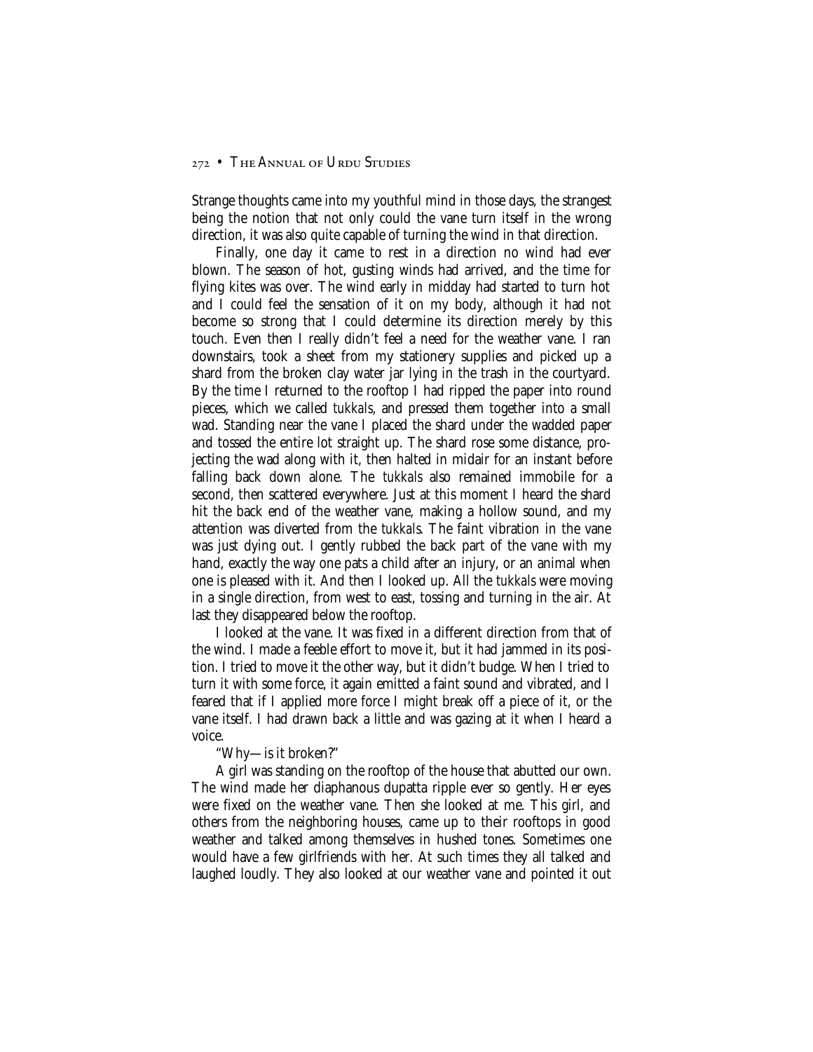Strange thoughts came into my youthful mind in those days, the strangest being the notion that not only could the vane turn itself in the wrong direction, it was also quite capable of turning the wind in that direction.

Finally, one day it came to rest in a direction no wind had ever blown. The season of hot, gusting winds had arrived, and the time for flying kites was over. The wind early in midday had started to turn hot and I could feel the sensation of it on my body, although it had not become so strong that I could determine its direction merely by this touch. Even then I really didn't feel a need for the weather vane. I ran downstairs, took a sheet from my stationery supplies and picked up a shard from the broken clay water jar lying in the trash in the courtyard. By the time I returned to the rooftop I had ripped the paper into round pieces, which we called *tukkals*, and pressed them together into a small wad. Standing near the vane I placed the shard under the wadded paper and tossed the entire lot straight up. The shard rose some distance, projecting the wad along with it, then halted in midair for an instant before falling back down alone. The *tukkals* also remained immobile for a second, then scattered everywhere. Just at this moment I heard the shard hit the back end of the weather vane, making a hollow sound, and my attention was diverted from the *tukkals*. The faint vibration in the vane was just dying out. I gently rubbed the back part of the vane with my hand, exactly the way one pats a child after an injury, or an animal when one is pleased with it. And then I looked up. All the *tukkals* were moving in a single direction, from west to east, tossing and turning in the air. At last they disappeared below the rooftop.

I looked at the vane. It was fixed in a different direction from that of the wind. I made a feeble effort to move it, but it had jammed in its position. I tried to move it the other way, but it didn't budge. When I tried to turn it with some force, it again emitted a faint sound and vibrated, and I feared that if I applied more force I might break off a piece of it, or the vane itself. I had drawn back a little and was gazing at it when I heard a voice.

"Why—is it broken?"

A girl was standing on the rooftop of the house that abutted our own. The wind made her diaphanous dupatta ripple ever so gently. Her eyes were fixed on the weather vane. Then she looked at me. This girl, and others from the neighboring houses, came up to their rooftops in good weather and talked among themselves in hushed tones. Sometimes one would have a few girlfriends with her. At such times they all talked and laughed loudly. They also looked at our weather vane and pointed it out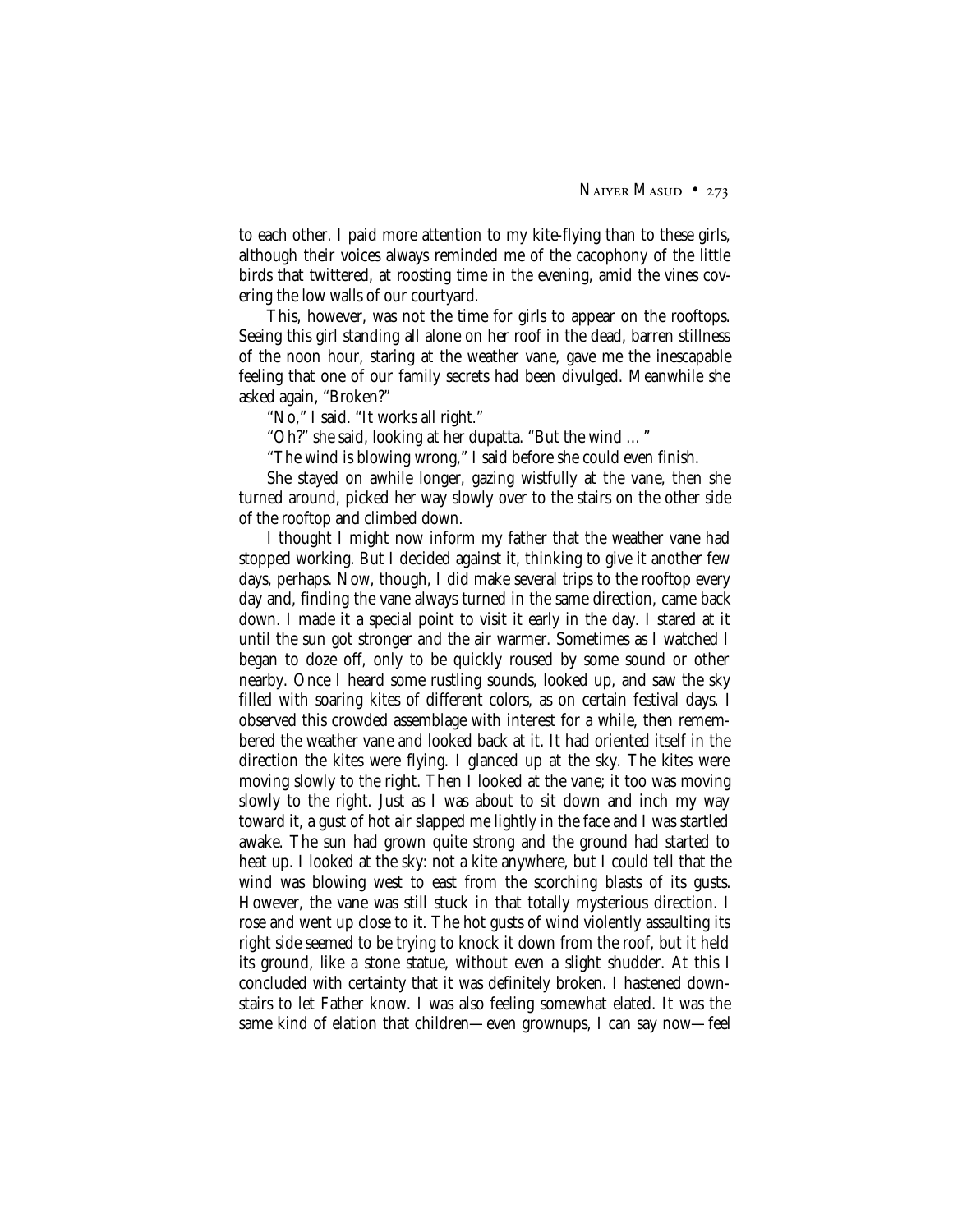to each other. I paid more attention to my kite-flying than to these girls, although their voices always reminded me of the cacophony of the little birds that twittered, at roosting time in the evening, amid the vines covering the low walls of our courtyard.

This, however, was not the time for girls to appear on the rooftops. Seeing this girl standing all alone on her roof in the dead, barren stillness of the noon hour, staring at the weather vane, gave me the inescapable feeling that one of our family secrets had been divulged. Meanwhile she asked again, "Broken?"

"No," I said. "It works all right."

"Oh?" she said, looking at her dupatta. "But the wind … "

"The wind is blowing wrong," I said before she could even finish.

She stayed on awhile longer, gazing wistfully at the vane, then she turned around, picked her way slowly over to the stairs on the other side of the rooftop and climbed down.

I thought I might now inform my father that the weather vane had stopped working. But I decided against it, thinking to give it another few days, perhaps. Now, though, I did make several trips to the rooftop every day and, finding the vane always turned in the same direction, came back down. I made it a special point to visit it early in the day. I stared at it until the sun got stronger and the air warmer. Sometimes as I watched I began to doze off, only to be quickly roused by some sound or other nearby. Once I heard some rustling sounds, looked up, and saw the sky filled with soaring kites of different colors, as on certain festival days. I observed this crowded assemblage with interest for a while, then remembered the weather vane and looked back at it. It had oriented itself in the direction the kites were flying. I glanced up at the sky. The kites were moving slowly to the right. Then I looked at the vane; it too was moving slowly to the right. Just as I was about to sit down and inch my way toward it, a gust of hot air slapped me lightly in the face and I was startled awake. The sun had grown quite strong and the ground had started to heat up. I looked at the sky: not a kite anywhere, but I could tell that the wind was blowing west to east from the scorching blasts of its gusts. However, the vane was still stuck in that totally mysterious direction. I rose and went up close to it. The hot gusts of wind violently assaulting its right side seemed to be trying to knock it down from the roof, but it held its ground, like a stone statue, without even a slight shudder. At this I concluded with certainty that it was definitely broken. I hastened downstairs to let Father know. I was also feeling somewhat elated. It was the same kind of elation that children—even grownups, I can say now—feel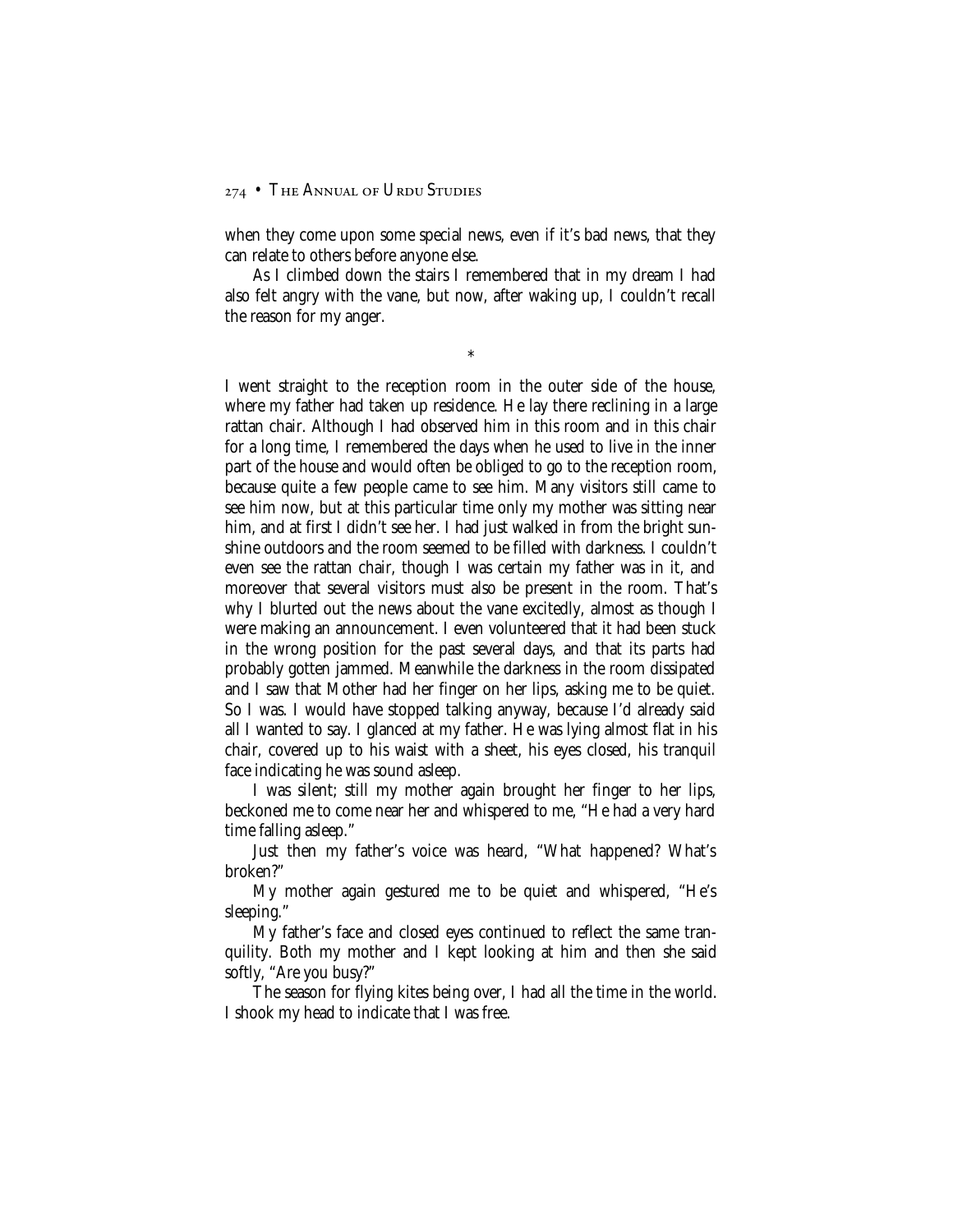when they come upon some special news, even if it's bad news, that they can relate to others before anyone else.

As I climbed down the stairs I remembered that in my dream I had also felt angry with the vane, but now, after waking up, I couldn't recall the reason for my anger.

*

I went straight to the reception room in the outer side of the house, where my father had taken up residence. He lay there reclining in a large rattan chair. Although I had observed him in this room and in this chair for a long time, I remembered the days when he used to live in the inner part of the house and would often be obliged to go to the reception room, because quite a few people came to see him. Many visitors still came to see him now, but at this particular time only my mother was sitting near him, and at first I didn't see her. I had just walked in from the bright sunshine outdoors and the room seemed to be filled with darkness. I couldn't even see the rattan chair, though I was certain my father was in it, and moreover that several visitors must also be present in the room. That's why I blurted out the news about the vane excitedly, almost as though I were making an announcement. I even volunteered that it had been stuck in the wrong position for the past several days, and that its parts had probably gotten jammed. Meanwhile the darkness in the room dissipated and I saw that Mother had her finger on her lips, asking me to be quiet. So I was. I would have stopped talking anyway, because I'd already said all I wanted to say. I glanced at my father. He was lying almost flat in his chair, covered up to his waist with a sheet, his eyes closed, his tranquil face indicating he was sound asleep.

I was silent; still my mother again brought her finger to her lips, beckoned me to come near her and whispered to me, "He had a very hard time falling asleep."

Just then my father's voice was heard, "What happened? What's broken?"

My mother again gestured me to be quiet and whispered, "He's sleeping."

My father's face and closed eyes continued to reflect the same tranquility. Both my mother and I kept looking at him and then she said softly, "Are you busy?"

The season for flying kites being over, I had all the time in the world. I shook my head to indicate that I was free.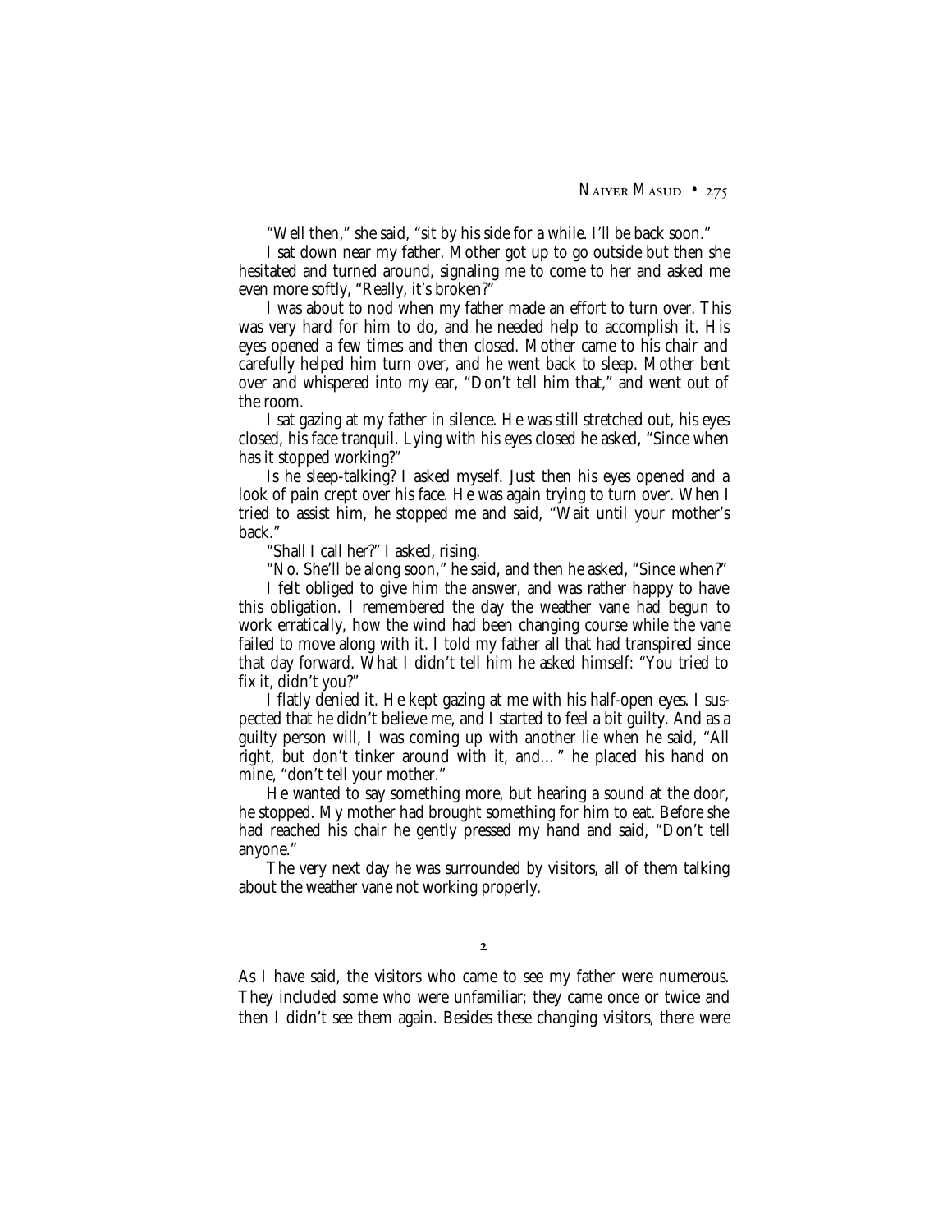"Well then," she said, "sit by his side for a while. I'll be back soon."

I sat down near my father. Mother got up to go outside but then she hesitated and turned around, signaling me to come to her and asked me even more softly, "Really, it's broken?"

I was about to nod when my father made an effort to turn over. This was very hard for him to do, and he needed help to accomplish it. His eyes opened a few times and then closed. Mother came to his chair and carefully helped him turn over, and he went back to sleep. Mother bent over and whispered into my ear, "Don't tell him that," and went out of the room.

I sat gazing at my father in silence. He was still stretched out, his eyes closed, his face tranquil. Lying with his eyes closed he asked, "Since when has it stopped working?"

Is he sleep-talking? I asked myself. Just then his eyes opened and a look of pain crept over his face. He was again trying to turn over. When I tried to assist him, he stopped me and said, "Wait until your mother's back."

"Shall I call her?" I asked, rising.

"No. She'll be along soon," he said, and then he asked, "Since when?"

I felt obliged to give him the answer, and was rather happy to have this obligation. I remembered the day the weather vane had begun to work erratically, how the wind had been changing course while the vane failed to move along with it. I told my father all that had transpired since that day forward. What I didn't tell him he asked himself: "You tried to fix it, didn't you?"

I flatly denied it. He kept gazing at me with his half-open eyes. I suspected that he didn't believe me, and I started to feel a bit guilty. And as a guilty person will, I was coming up with another lie when he said, "All right, but don't tinker around with it, and…" he placed his hand on mine, "don't tell your mother."

He wanted to say something more, but hearing a sound at the door, he stopped. My mother had brought something for him to eat. Before she had reached his chair he gently pressed my hand and said, "Don't tell anyone."

The very next day he was surrounded by visitors, all of them talking about the weather vane not working properly.

## 2

As I have said, the visitors who came to see my father were numerous. They included some who were unfamiliar; they came once or twice and then I didn't see them again. Besides these changing visitors, there were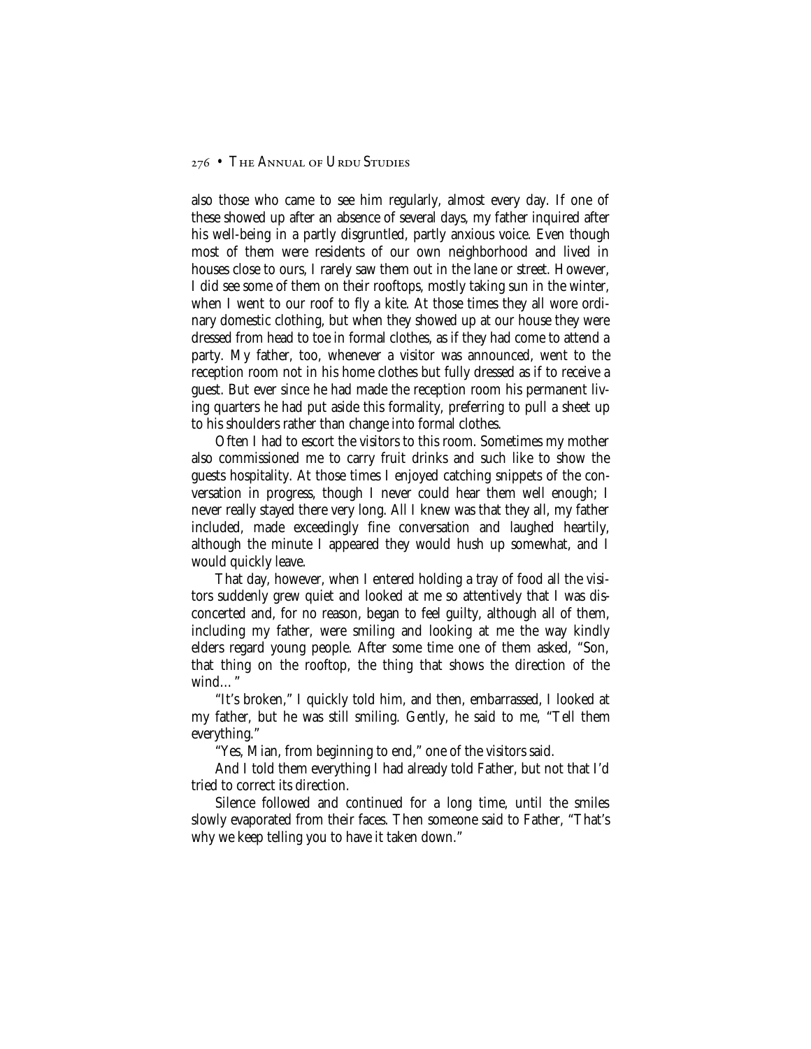also those who came to see him regularly, almost every day. If one of these showed up after an absence of several days, my father inquired after his well-being in a partly disgruntled, partly anxious voice. Even though most of them were residents of our own neighborhood and lived in houses close to ours, I rarely saw them out in the lane or street. However, I did see some of them on their rooftops, mostly taking sun in the winter, when I went to our roof to fly a kite. At those times they all wore ordinary domestic clothing, but when they showed up at our house they were dressed from head to toe in formal clothes, as if they had come to attend a party. My father, too, whenever a visitor was announced, went to the reception room not in his home clothes but fully dressed as if to receive a guest. But ever since he had made the reception room his permanent living quarters he had put aside this formality, preferring to pull a sheet up to his shoulders rather than change into formal clothes.

Often I had to escort the visitors to this room. Sometimes my mother also commissioned me to carry fruit drinks and such like to show the guests hospitality. At those times I enjoyed catching snippets of the conversation in progress, though I never could hear them well enough; I never really stayed there very long. All I knew was that they all, my father included, made exceedingly fine conversation and laughed heartily, although the minute I appeared they would hush up somewhat, and I would quickly leave.

That day, however, when I entered holding a tray of food all the visitors suddenly grew quiet and looked at me so attentively that I was disconcerted and, for no reason, began to feel guilty, although all of them, including my father, were smiling and looking at me the way kindly elders regard young people. After some time one of them asked, "Son, that thing on the rooftop, the thing that shows the direction of the wind…"

"It's broken," I quickly told him, and then, embarrassed, I looked at my father, but he was still smiling. Gently, he said to me, "Tell them everything."

"Yes, Mian, from beginning to end," one of the visitors said.

And I told them everything I had already told Father, but not that I'd tried to correct its direction.

Silence followed and continued for a long time, until the smiles slowly evaporated from their faces. Then someone said to Father, "That's why we keep telling you to have it taken down."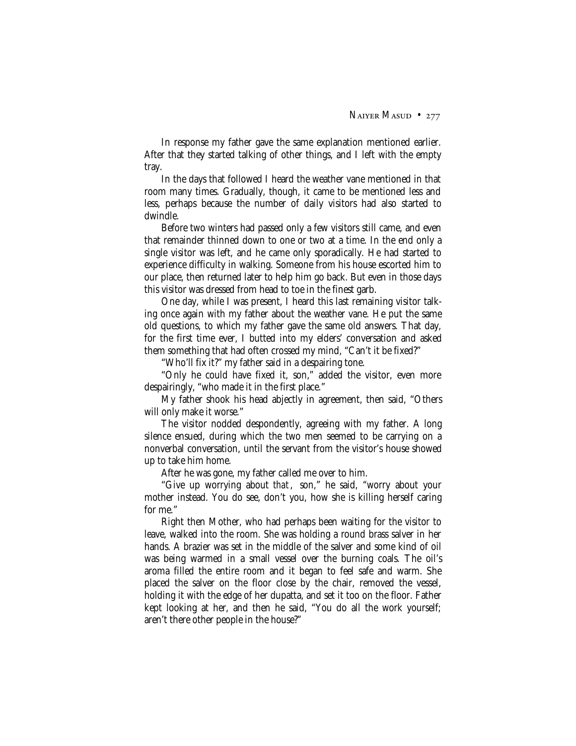In response my father gave the same explanation mentioned earlier. After that they started talking of other things, and I left with the empty tray.

In the days that followed I heard the weather vane mentioned in that room many times. Gradually, though, it came to be mentioned less and less, perhaps because the number of daily visitors had also started to dwindle.

Before two winters had passed only a few visitors still came, and even that remainder thinned down to one or two at a time. In the end only a single visitor was left, and he came only sporadically. He had started to experience difficulty in walking. Someone from his house escorted him to our place, then returned later to help him go back. But even in those days this visitor was dressed from head to toe in the finest garb.

One day, while I was present, I heard this last remaining visitor talking once again with my father about the weather vane. He put the same old questions, to which my father gave the same old answers. That day, for the first time ever, I butted into my elders' conversation and asked them something that had often crossed my mind, "Can't it be fixed?"

"Who'll fix it?" my father said in a despairing tone.

"Only he could have fixed it, son," added the visitor, even more despairingly, "who made it in the first place."

My father shook his head abjectly in agreement, then said, "Others will only make it worse."

The visitor nodded despondently, agreeing with my father. A long silence ensued, during which the two men seemed to be carrying on a nonverbal conversation, until the servant from the visitor's house showed up to take him home.

After he was gone, my father called me over to him.

"Give up worrying about *that*, son," he said, "worry about your mother instead. You do see, don't you, how she is killing herself caring for me."

Right then Mother, who had perhaps been waiting for the visitor to leave, walked into the room. She was holding a round brass salver in her hands. A brazier was set in the middle of the salver and some kind of oil was being warmed in a small vessel over the burning coals. The oil's aroma filled the entire room and it began to feel safe and warm. She placed the salver on the floor close by the chair, removed the vessel, holding it with the edge of her dupatta, and set it too on the floor. Father kept looking at her, and then he said, "You do all the work yourself; aren't there other people in the house?"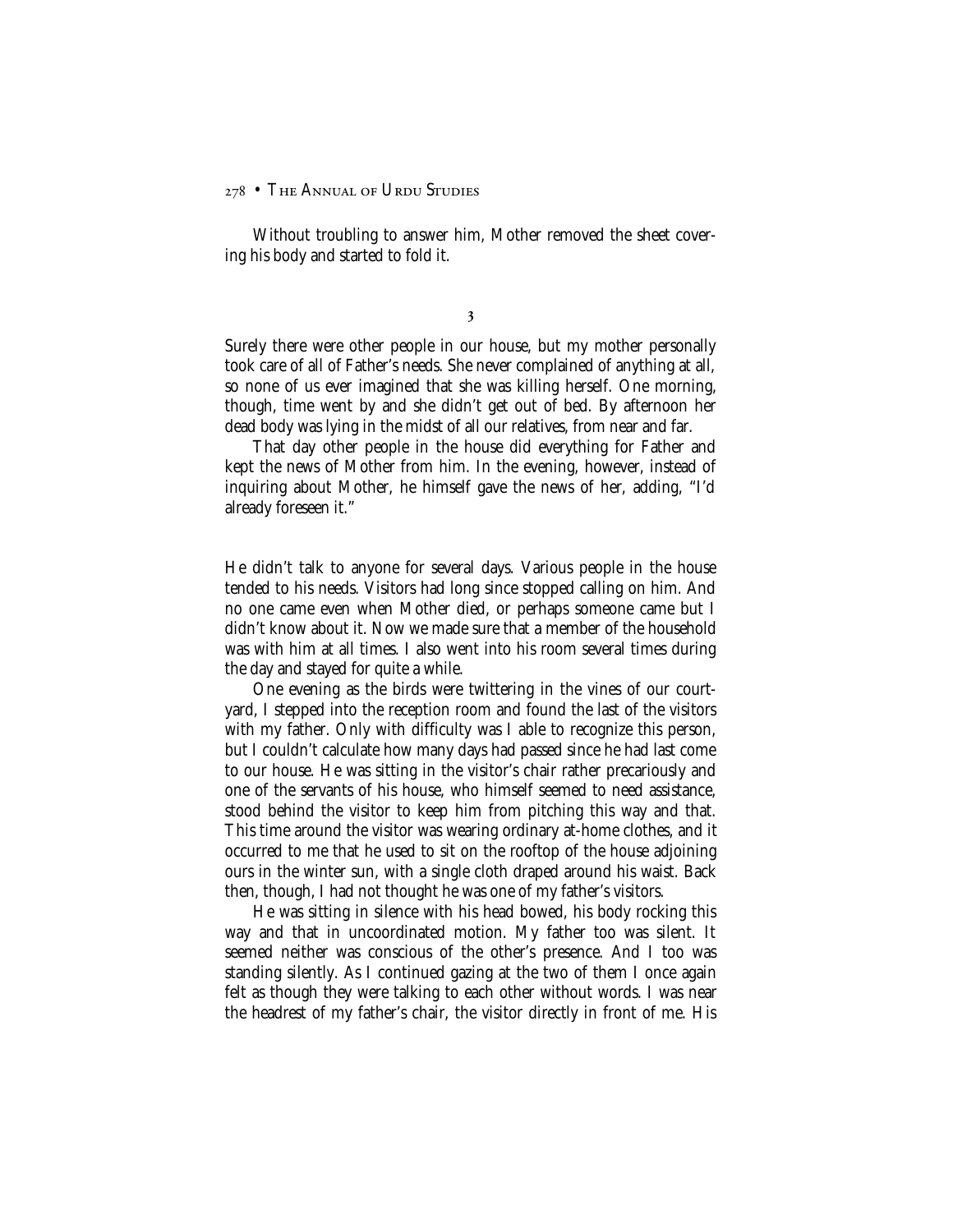Without troubling to answer him, Mother removed the sheet covering his body and started to fold it.

3

Surely there were other people in our house, but my mother personally took care of all of Father's needs. She never complained of anything at all, so none of us ever imagined that she was killing herself. One morning, though, time went by and she didn't get out of bed. By afternoon her dead body was lying in the midst of all our relatives, from near and far.

That day other people in the house did everything for Father and kept the news of Mother from him. In the evening, however, instead of inquiring about Mother, he himself gave the news of her, adding, "I'd already foreseen it."

He didn't talk to anyone for several days. Various people in the house tended to his needs. Visitors had long since stopped calling on him. And no one came even when Mother died, or perhaps someone came but I didn't know about it. Now we made sure that a member of the household was with him at all times. I also went into his room several times during the day and stayed for quite a while.

One evening as the birds were twittering in the vines of our courtyard, I stepped into the reception room and found the last of the visitors with my father. Only with difficulty was I able to recognize this person, but I couldn't calculate how many days had passed since he had last come to our house. He was sitting in the visitor's chair rather precariously and one of the servants of his house, who himself seemed to need assistance, stood behind the visitor to keep him from pitching this way and that. This time around the visitor was wearing ordinary at-home clothes, and it occurred to me that he used to sit on the rooftop of the house adjoining ours in the winter sun, with a single cloth draped around his waist. Back then, though, I had not thought he was one of my father's visitors.

He was sitting in silence with his head bowed, his body rocking this way and that in uncoordinated motion. My father too was silent. It seemed neither was conscious of the other's presence. And I too was standing silently. As I continued gazing at the two of them I once again felt as though they were talking to each other without words. I was near the headrest of my father's chair, the visitor directly in front of me. His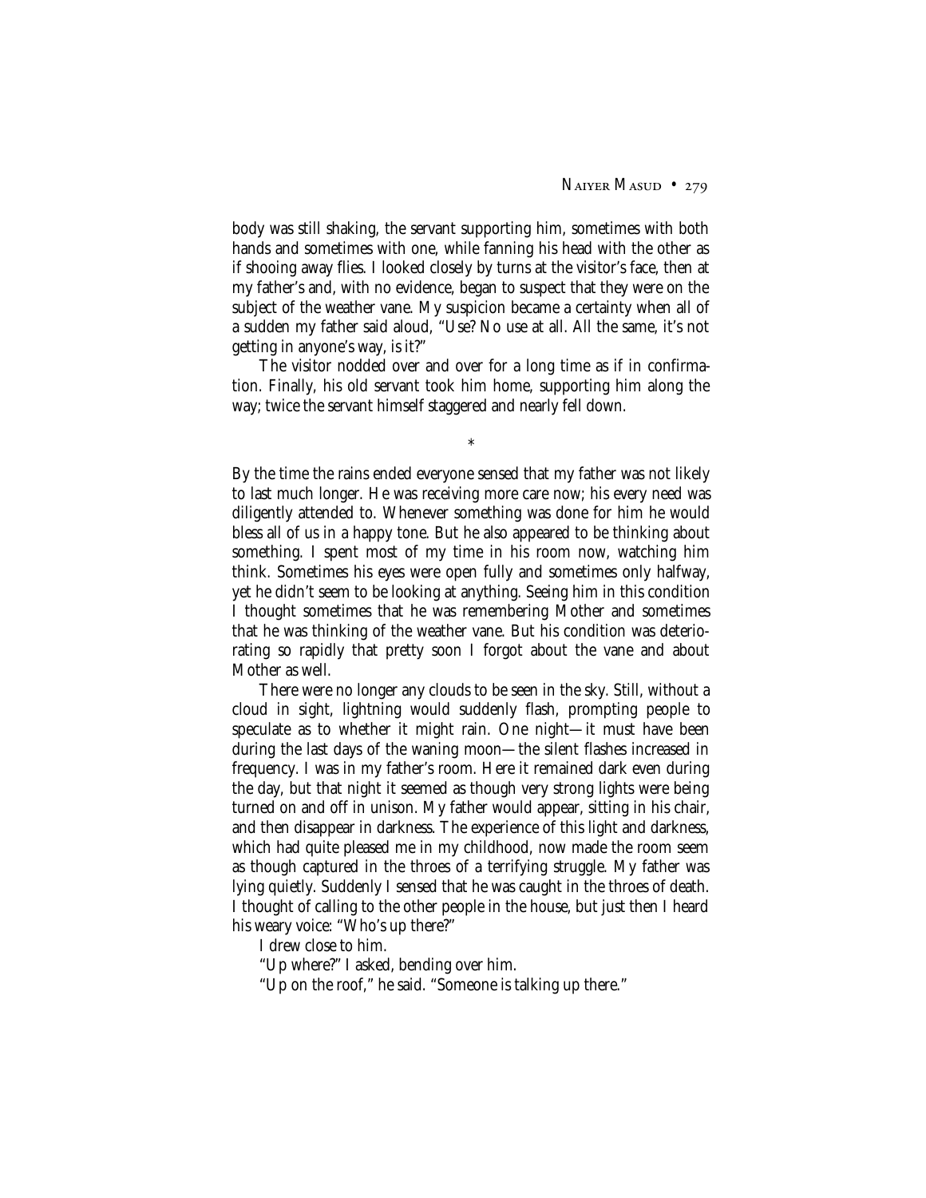body was still shaking, the servant supporting him, sometimes with both hands and sometimes with one, while fanning his head with the other as if shooing away flies. I looked closely by turns at the visitor's face, then at my father's and, with no evidence, began to suspect that they were on the subject of the weather vane. My suspicion became a certainty when all of a sudden my father said aloud, "Use? No use at all. All the same, it's not getting in anyone's way, is it?"

The visitor nodded over and over for a long time as if in confirmation. Finally, his old servant took him home, supporting him along the way; twice the servant himself staggered and nearly fell down.

*

By the time the rains ended everyone sensed that my father was not likely to last much longer. He was receiving more care now; his every need was diligently attended to. Whenever something was done for him he would bless all of us in a happy tone. But he also appeared to be thinking about something. I spent most of my time in his room now, watching him think. Sometimes his eyes were open fully and sometimes only halfway, yet he didn't seem to be looking at anything. Seeing him in this condition I thought sometimes that he was remembering Mother and sometimes that he was thinking of the weather vane. But his condition was deteriorating so rapidly that pretty soon I forgot about the vane and about Mother as well.

There were no longer any clouds to be seen in the sky. Still, without a cloud in sight, lightning would suddenly flash, prompting people to speculate as to whether it might rain. One night—it must have been during the last days of the waning moon—the silent flashes increased in frequency. I was in my father's room. Here it remained dark even during the day, but that night it seemed as though very strong lights were being turned on and off in unison. My father would appear, sitting in his chair, and then disappear in darkness. The experience of this light and darkness, which had quite pleased me in my childhood, now made the room seem as though captured in the throes of a terrifying struggle. My father was lying quietly. Suddenly I sensed that he was caught in the throes of death. I thought of calling to the other people in the house, but just then I heard his weary voice: "Who's up there?"

I drew close to him.

"Up where?" I asked, bending over him.

"Up on the roof," he said. "Someone is talking up there."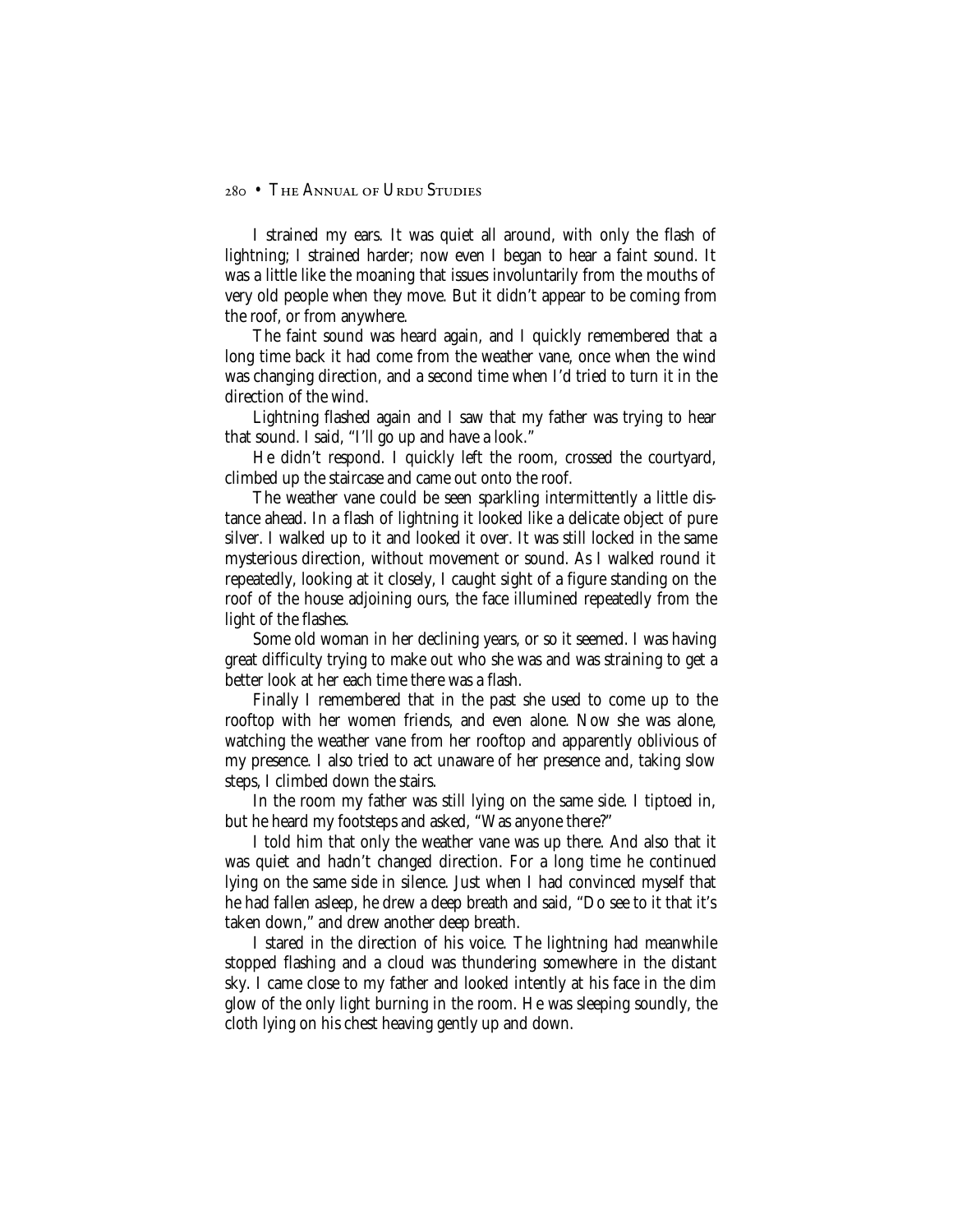I strained my ears. It was quiet all around, with only the flash of lightning; I strained harder; now even I began to hear a faint sound. It was a little like the moaning that issues involuntarily from the mouths of very old people when they move. But it didn't appear to be coming from the roof, or from anywhere.

The faint sound was heard again, and I quickly remembered that a long time back it had come from the weather vane, once when the wind was changing direction, and a second time when I'd tried to turn it in the direction of the wind.

Lightning flashed again and I saw that my father was trying to hear that sound. I said, "I'll go up and have a look."

He didn't respond. I quickly left the room, crossed the courtyard, climbed up the staircase and came out onto the roof.

The weather vane could be seen sparkling intermittently a little distance ahead. In a flash of lightning it looked like a delicate object of pure silver. I walked up to it and looked it over. It was still locked in the same mysterious direction, without movement or sound. As I walked round it repeatedly, looking at it closely, I caught sight of a figure standing on the roof of the house adjoining ours, the face illumined repeatedly from the light of the flashes.

Some old woman in her declining years, or so it seemed. I was having great difficulty trying to make out who she was and was straining to get a better look at her each time there was a flash.

Finally I remembered that in the past she used to come up to the rooftop with her women friends, and even alone. Now she was alone, watching the weather vane from her rooftop and apparently oblivious of my presence. I also tried to act unaware of her presence and, taking slow steps, I climbed down the stairs.

In the room my father was still lying on the same side. I tiptoed in, but he heard my footsteps and asked, "Was anyone there?"

I told him that only the weather vane was up there. And also that it was quiet and hadn't changed direction. For a long time he continued lying on the same side in silence. Just when I had convinced myself that he had fallen asleep, he drew a deep breath and said, "Do see to it that it's taken down," and drew another deep breath.

I stared in the direction of his voice. The lightning had meanwhile stopped flashing and a cloud was thundering somewhere in the distant sky. I came close to my father and looked intently at his face in the dim glow of the only light burning in the room. He was sleeping soundly, the cloth lying on his chest heaving gently up and down.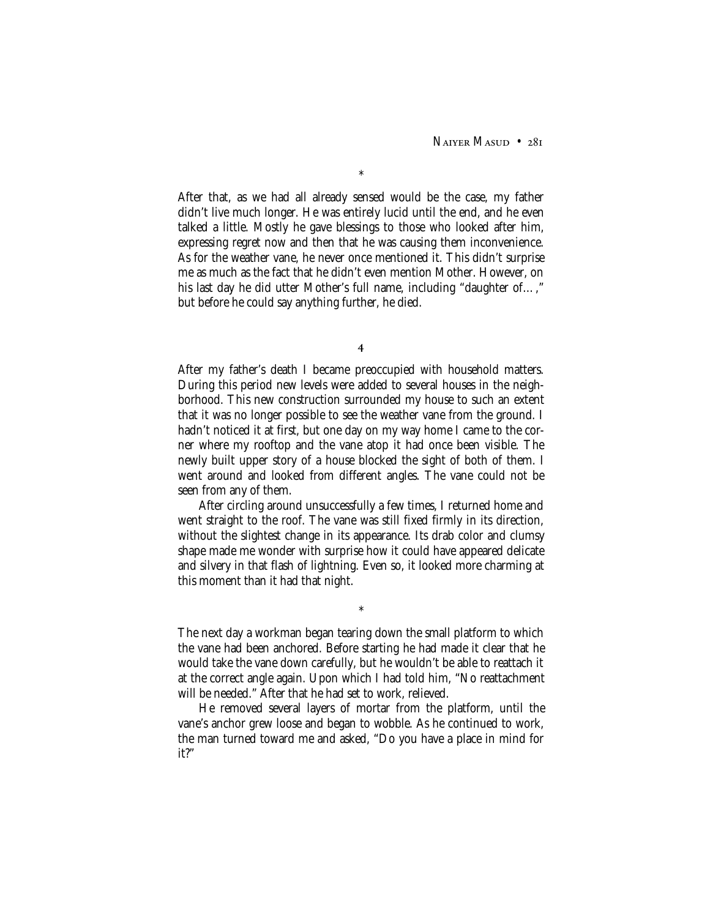*

After that, as we had all already sensed would be the case, my father didn't live much longer. He was entirely lucid until the end, and he even talked a little. Mostly he gave blessings to those who looked after him, expressing regret now and then that he was causing them inconvenience. As for the weather vane, he never once mentioned it. This didn't surprise me as much as the fact that he didn't even mention Mother. However, on his last day he did utter Mother's full name, including "daughter of…," but before he could say anything further, he died.

4

After my father's death I became preoccupied with household matters. During this period new levels were added to several houses in the neighborhood. This new construction surrounded my house to such an extent that it was no longer possible to see the weather vane from the ground. I hadn't noticed it at first, but one day on my way home I came to the corner where my rooftop and the vane atop it had once been visible. The newly built upper story of a house blocked the sight of both of them. I went around and looked from different angles. The vane could not be seen from any of them.

After circling around unsuccessfully a few times, I returned home and went straight to the roof. The vane was still fixed firmly in its direction, without the slightest change in its appearance. Its drab color and clumsy shape made me wonder with surprise how it could have appeared delicate and silvery in that flash of lightning. Even so, it looked more charming at this moment than it had that night.

*

The next day a workman began tearing down the small platform to which the vane had been anchored. Before starting he had made it clear that he would take the vane down carefully, but he wouldn't be able to reattach it at the correct angle again. Upon which I had told him, "No reattachment will be needed." After that he had set to work, relieved.

He removed several layers of mortar from the platform, until the vane's anchor grew loose and began to wobble. As he continued to work, the man turned toward me and asked, "Do you have a place in mind for it?"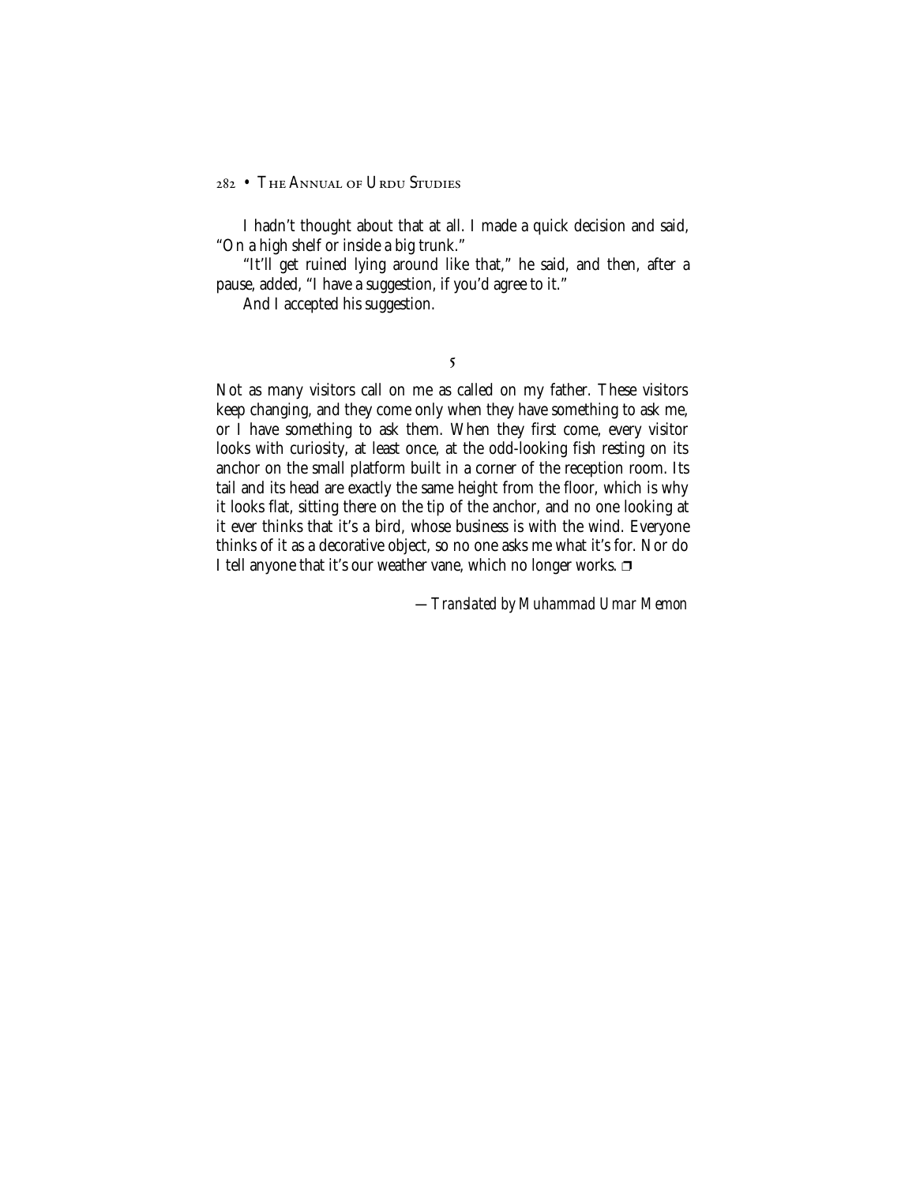I hadn't thought about that at all. I made a quick decision and said, "On a high shelf or inside a big trunk."

"It'll get ruined lying around like that," he said, and then, after a pause, added, "I have a suggestion, if you'd agree to it."

And I accepted his suggestion.

5

Not as many visitors call on me as called on my father. These visitors keep changing, and they come only when they have something to ask me, or I have something to ask them. When they first come, every visitor looks with curiosity, at least once, at the odd-looking fish resting on its anchor on the small platform built in a corner of the reception room. Its tail and its head are exactly the same height from the floor, which is why it looks flat, sitting there on the tip of the anchor, and no one looking at it ever thinks that it's a bird, whose business is with the wind. Everyone thinks of it as a decorative object, so no one asks me what it's for. Nor do I tell anyone that it's our weather vane, which no longer works. ❒

*—Translated by Muhammad Umar Memon*